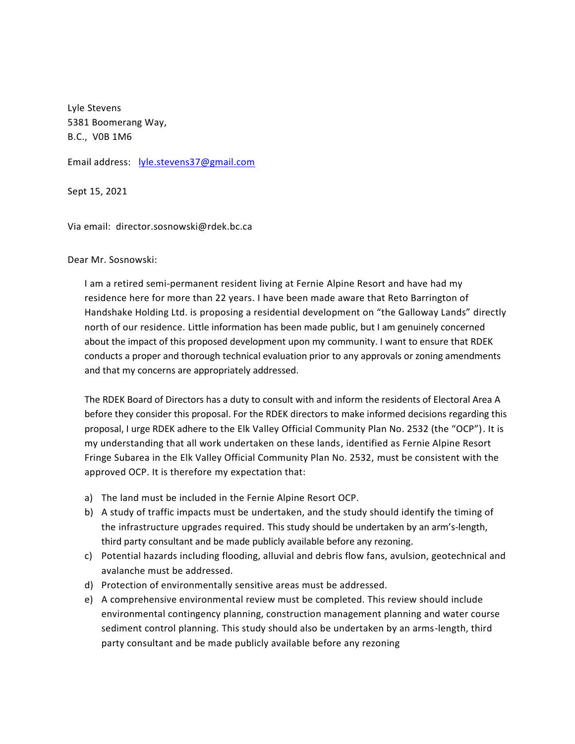Lyle Stevens
5381 Boomerang Way,
B.C., V0B 1M6

Email address: lyle.stevens37@gmail.com

Sept 15, 2021

Via email: director.sosnowski@rdek.bc.ca

Dear Mr. Sosnowski:

I am a retired semi-permanent resident living at Fernie Alpine Resort and have had my residence here for more than 22 years. I have been made aware that Reto Barrington of Handshake Holding Ltd. is proposing a residential development on "the Galloway Lands" directly north of our residence. Little information has been made public, but I am genuinely concerned about the impact of this proposed development upon my community. I want to ensure that RDEK conducts a proper and thorough technical evaluation prior to any approvals or zoning amendments and that my concerns are appropriately addressed.

The RDEK Board of Directors has a duty to consult with and inform the residents of Electoral Area A before they consider this proposal. For the RDEK directors to make informed decisions regarding this proposal, I urge RDEK adhere to the Elk Valley Official Community Plan No. 2532 (the "OCP"). It is my understanding that all work undertaken on these lands, identified as Fernie Alpine Resort Fringe Subarea in the Elk Valley Official Community Plan No. 2532, must be consistent with the approved OCP. It is therefore my expectation that:

a) The land must be included in the Fernie Alpine Resort OCP.
b) A study of traffic impacts must be undertaken, and the study should identify the timing of the infrastructure upgrades required. This study should be undertaken by an arm's-length, third party consultant and be made publicly available before any rezoning.
c) Potential hazards including flooding, alluvial and debris flow fans, avulsion, geotechnical and avalanche must be addressed.
d) Protection of environmentally sensitive areas must be addressed.
e) A comprehensive environmental review must be completed. This review should include environmental contingency planning, construction management planning and water course sediment control planning. This study should also be undertaken by an arms-length, third party consultant and be made publicly available before any rezoning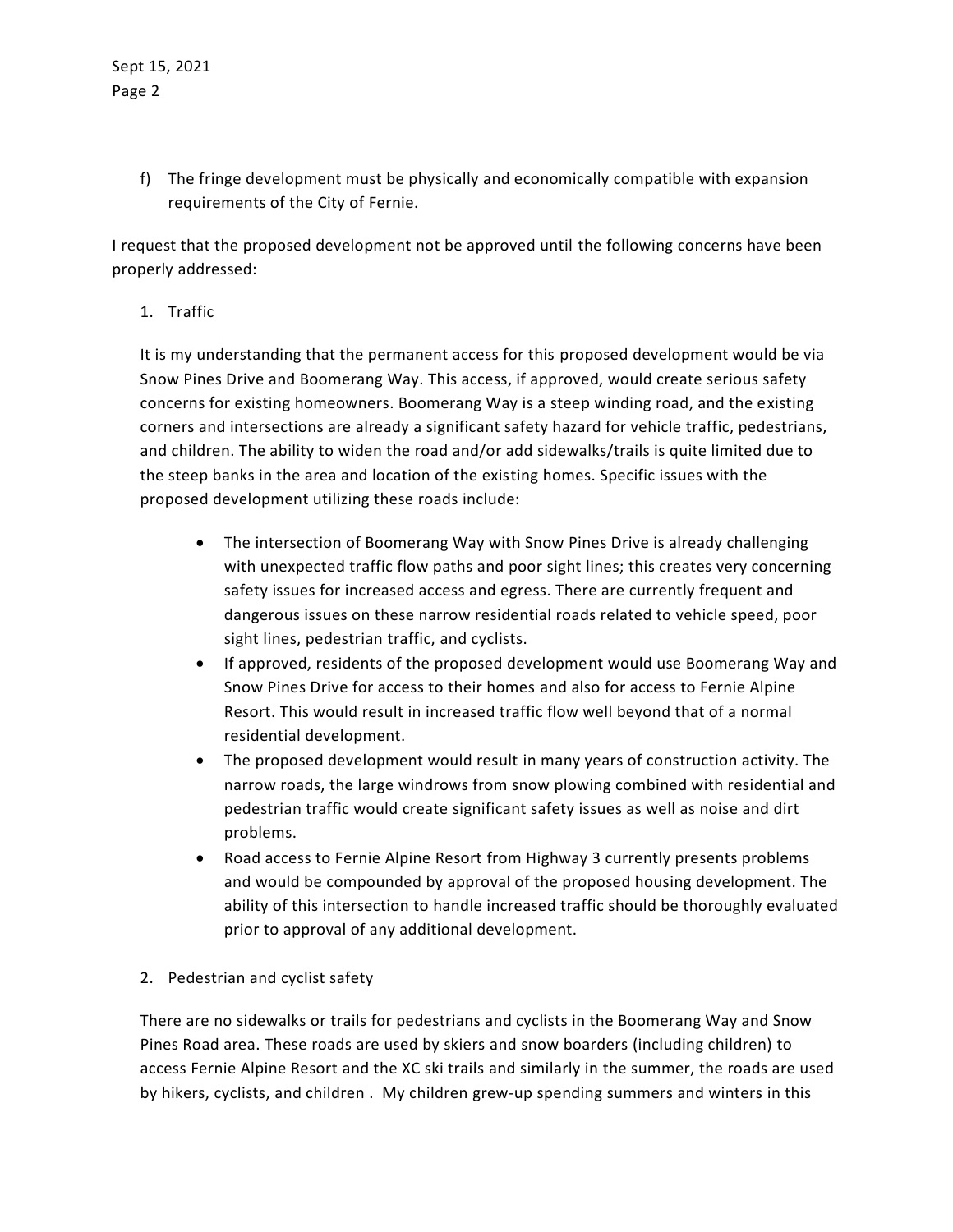f) The fringe development must be physically and economically compatible with expansion requirements of the City of Fernie.

I request that the proposed development not be approved until the following concerns have been properly addressed:

1. Traffic

It is my understanding that the permanent access for this proposed development would be via Snow Pines Drive and Boomerang Way. This access, if approved, would create serious safety concerns for existing homeowners. Boomerang Way is a steep winding road, and the existing corners and intersections are already a significant safety hazard for vehicle traffic, pedestrians, and children. The ability to widen the road and/or add sidewalks/trails is quite limited due to the steep banks in the area and location of the existing homes. Specific issues with the proposed development utilizing these roads include:

- The intersection of Boomerang Way with Snow Pines Drive is already challenging with unexpected traffic flow paths and poor sight lines; this creates very concerning safety issues for increased access and egress. There are currently frequent and dangerous issues on these narrow residential roads related to vehicle speed, poor sight lines, pedestrian traffic, and cyclists.
- If approved, residents of the proposed development would use Boomerang Way and Snow Pines Drive for access to their homes and also for access to Fernie Alpine Resort. This would result in increased traffic flow well beyond that of a normal residential development.
- The proposed development would result in many years of construction activity. The narrow roads, the large windrows from snow plowing combined with residential and pedestrian traffic would create significant safety issues as well as noise and dirt problems.
- Road access to Fernie Alpine Resort from Highway 3 currently presents problems and would be compounded by approval of the proposed housing development. The ability of this intersection to handle increased traffic should be thoroughly evaluated prior to approval of any additional development.

2. Pedestrian and cyclist safety

There are no sidewalks or trails for pedestrians and cyclists in the Boomerang Way and Snow Pines Road area. These roads are used by skiers and snow boarders (including children) to access Fernie Alpine Resort and the XC ski trails and similarly in the summer, the roads are used by hikers, cyclists, and children . My children grew-up spending summers and winters in this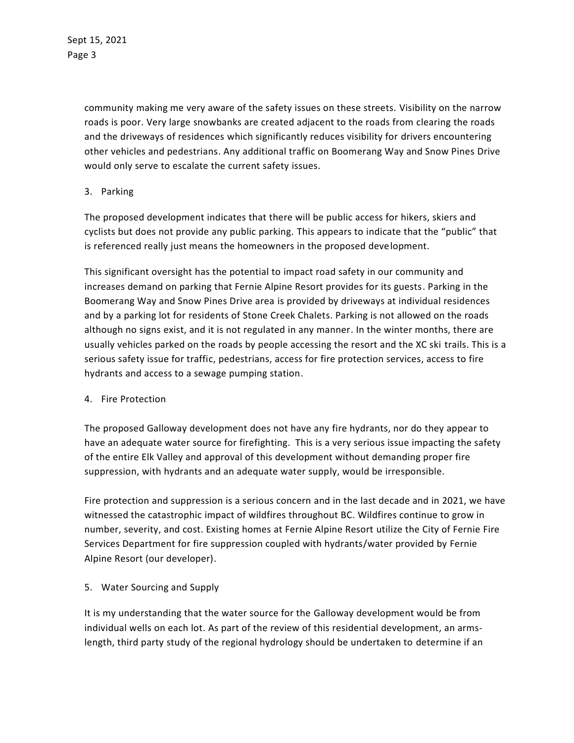community making me very aware of the safety issues on these streets. Visibility on the narrow roads is poor. Very large snowbanks are created adjacent to the roads from clearing the roads and the driveways of residences which significantly reduces visibility for drivers encountering other vehicles and pedestrians. Any additional traffic on Boomerang Way and Snow Pines Drive would only serve to escalate the current safety issues.

3. Parking

The proposed development indicates that there will be public access for hikers, skiers and cyclists but does not provide any public parking. This appears to indicate that the "public" that is referenced really just means the homeowners in the proposed development.

This significant oversight has the potential to impact road safety in our community and increases demand on parking that Fernie Alpine Resort provides for its guests. Parking in the Boomerang Way and Snow Pines Drive area is provided by driveways at individual residences and by a parking lot for residents of Stone Creek Chalets. Parking is not allowed on the roads although no signs exist, and it is not regulated in any manner. In the winter months, there are usually vehicles parked on the roads by people accessing the resort and the XC ski trails. This is a serious safety issue for traffic, pedestrians, access for fire protection services, access to fire hydrants and access to a sewage pumping station.

4. Fire Protection

The proposed Galloway development does not have any fire hydrants, nor do they appear to have an adequate water source for firefighting. This is a very serious issue impacting the safety of the entire Elk Valley and approval of this development without demanding proper fire suppression, with hydrants and an adequate water supply, would be irresponsible.

Fire protection and suppression is a serious concern and in the last decade and in 2021, we have witnessed the catastrophic impact of wildfires throughout BC. Wildfires continue to grow in number, severity, and cost. Existing homes at Fernie Alpine Resort utilize the City of Fernie Fire Services Department for fire suppression coupled with hydrants/water provided by Fernie Alpine Resort (our developer).

5. Water Sourcing and Supply

It is my understanding that the water source for the Galloway development would be from individual wells on each lot. As part of the review of this residential development, an arms-length, third party study of the regional hydrology should be undertaken to determine if an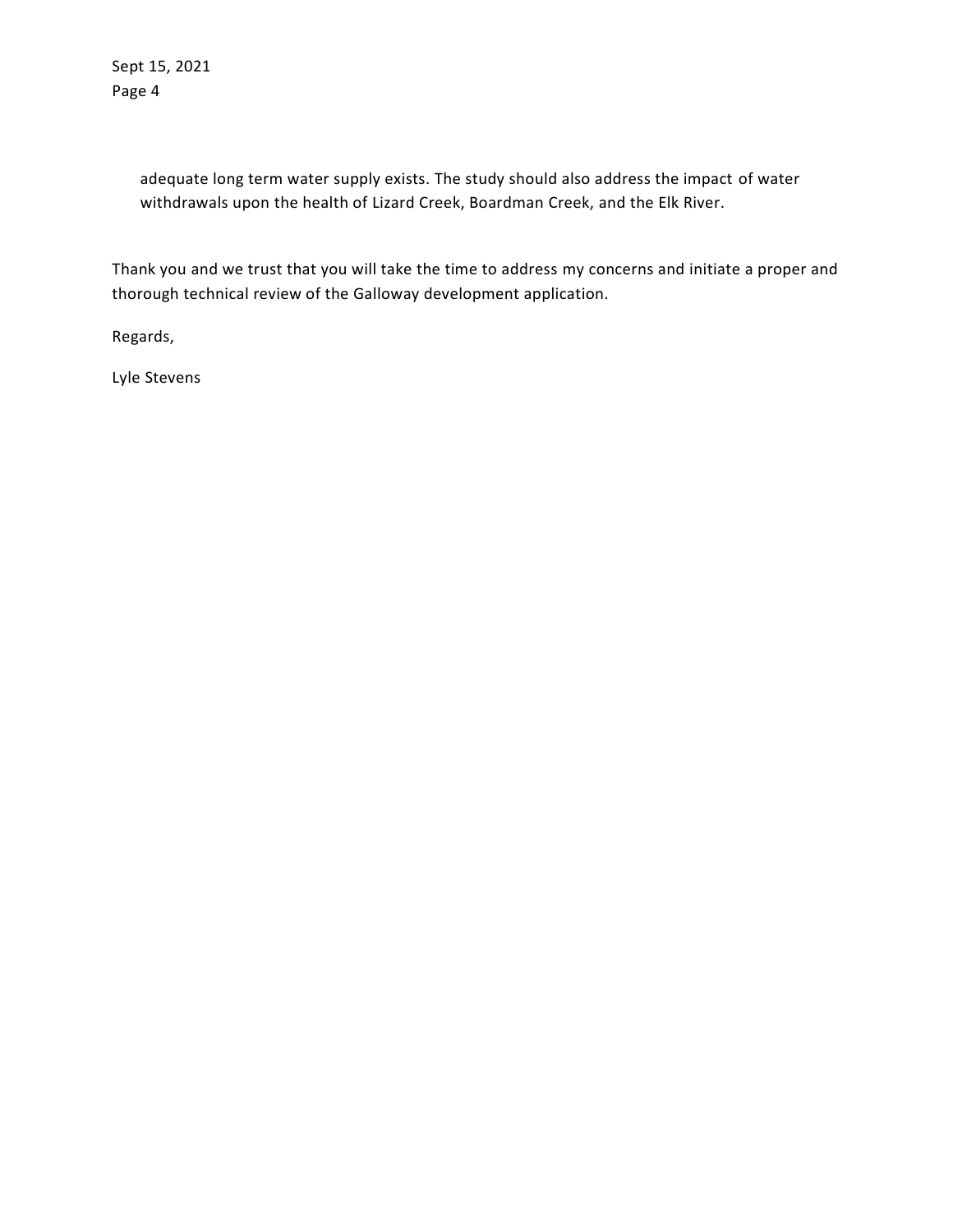adequate long term water supply exists. The study should also address the impact of water withdrawals upon the health of Lizard Creek, Boardman Creek, and the Elk River.

Thank you and we trust that you will take the time to address my concerns and initiate a proper and thorough technical review of the Galloway development application.

Regards,

Lyle Stevens